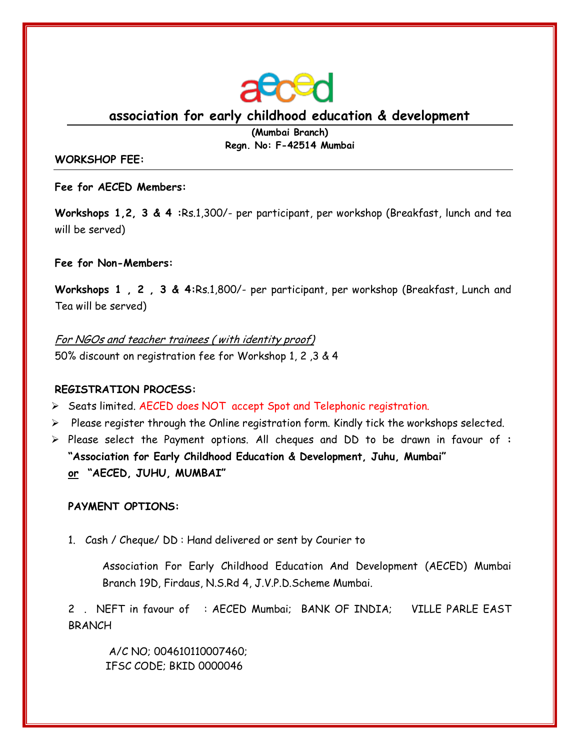aeced

# association for early childhood education & development

**(Mumbai Branch)**
**Regn. No: F-42514 Mumbai**

**WORKSHOP FEE:**

**Fee for AECED Members:**

**Workshops 1,2, 3 & 4 :**Rs.1,300/- per participant, per workshop (Breakfast, lunch and tea will be served)

**Fee for Non-Members:**

**Workshops 1 , 2 , 3 & 4:**Rs.1,800/- per participant, per workshop (Breakfast, Lunch and Tea will be served)

*For NGOs and teacher trainees ( with identity proof)*
50% discount on registration fee for Workshop 1, 2 ,3 & 4

**REGISTRATION PROCESS:**

- Seats limited. AECED does NOT accept Spot and Telephonic registration.
- Please register through the Online registration form. Kindly tick the workshops selected.
- Please select the Payment options. All cheques and DD to be drawn in favour of : **"Association for Early Childhood Education & Development, Juhu, Mumbai"** **or** **"AECED, JUHU, MUMBAI"**

**PAYMENT OPTIONS:**

1. Cash / Cheque/ DD : Hand delivered or sent by Courier to

   Association For Early Childhood Education And Development (AECED) Mumbai Branch 19D, Firdaus, N.S.Rd 4, J.V.P.D.Scheme Mumbai.

2. NEFT in favour of : AECED Mumbai; BANK OF INDIA; VILLE PARLE EAST BRANCH

   A/C NO; 004610110007460;
   IFSC CODE; BKID 0000046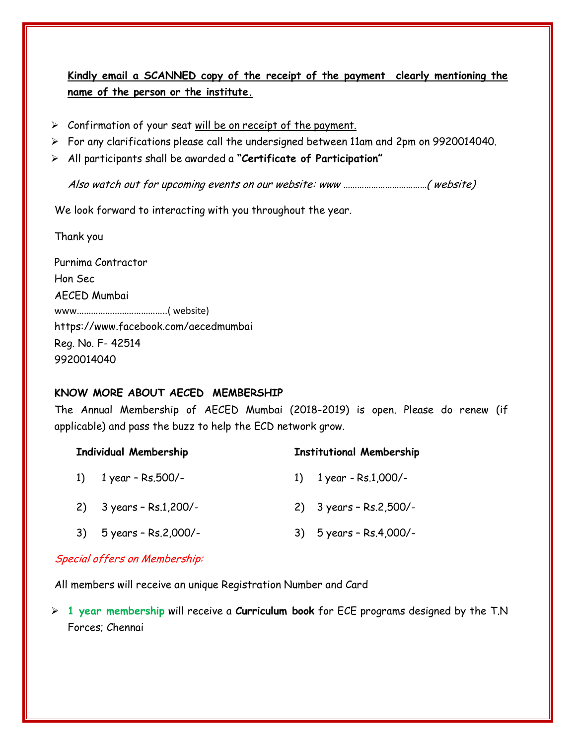**<u>Kindly email a SCANNED copy of the receipt of the payment clearly mentioning the name of the person or the institute.</u>**

- Confirmation of your seat <u>will be on receipt of the payment.</u>
- For any clarifications please call the undersigned between 11am and 2pm on 9920014040.
- All participants shall be awarded a **"Certificate of Participation"**

*Also watch out for upcoming events on our website: www ………………………………( website)*

We look forward to interacting with you throughout the year.

Thank you

Purnima Contractor
Hon Sec
AECED Mumbai
www……………………………….( website)
https://www.facebook.com/aecedmumbai
Reg. No. F- 42514
9920014040

**KNOW MORE ABOUT AECED MEMBERSHIP**

The Annual Membership of AECED Mumbai (2018-2019) is open. Please do renew (if applicable) and pass the buzz to help the ECD network grow.

| Individual Membership | Institutional Membership |
|---|---|
| 1) 1 year – Rs.500/- | 1) 1 year - Rs.1,000/- |
| 2) 3 years – Rs.1,200/- | 2) 3 years – Rs.2,500/- |
| 3) 5 years – Rs.2,000/- | 3) 5 years – Rs.4,000/- |

*Special offers on Membership:*

All members will receive an unique Registration Number and Card

- **1 year membership** will receive a **Curriculum book** for ECE programs designed by the T.N Forces; Chennai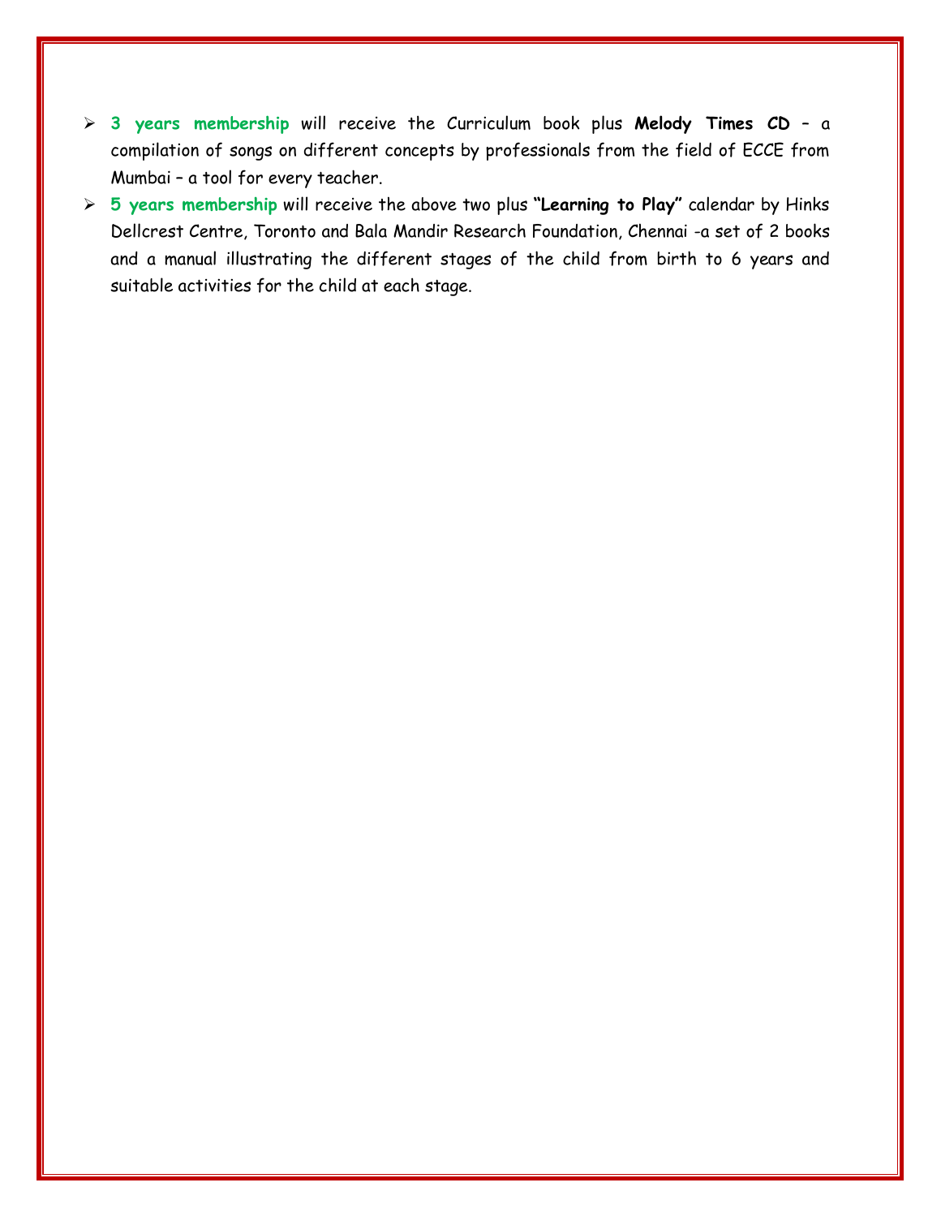- **3 years membership** will receive the Curriculum book plus **Melody Times CD** – a compilation of songs on different concepts by professionals from the field of ECCE from Mumbai – a tool for every teacher.
- **5 years membership** will receive the above two plus **"Learning to Play"** calendar by Hinks Dellcrest Centre, Toronto and Bala Mandir Research Foundation, Chennai -a set of 2 books and a manual illustrating the different stages of the child from birth to 6 years and suitable activities for the child at each stage.